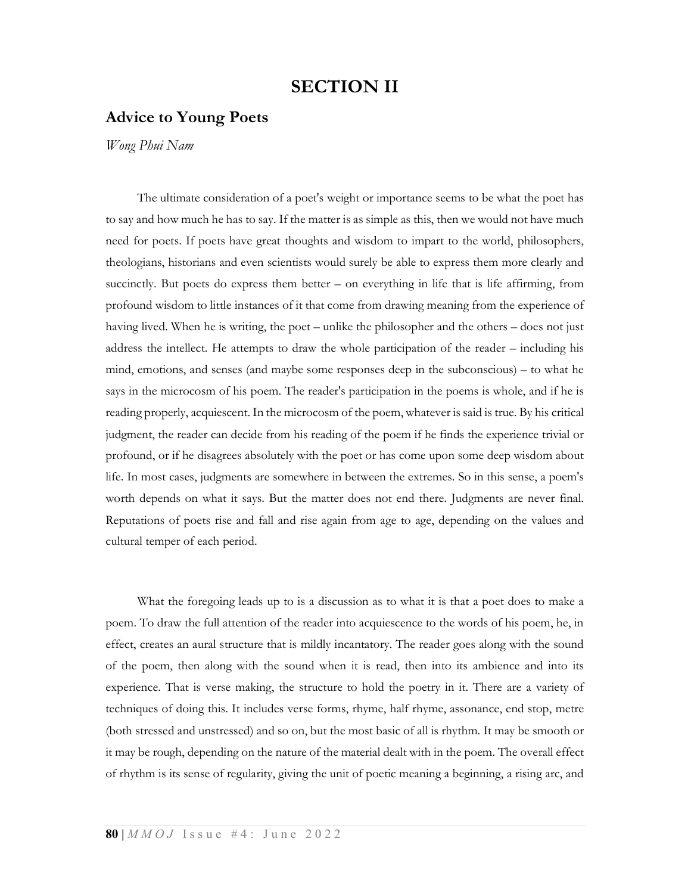# SECTION II

## Advice to Young Poets

*Wong Phui Nam*

The ultimate consideration of a poet's weight or importance seems to be what the poet has to say and how much he has to say. If the matter is as simple as this, then we would not have much need for poets. If poets have great thoughts and wisdom to impart to the world, philosophers, theologians, historians and even scientists would surely be able to express them more clearly and succinctly. But poets do express them better – on everything in life that is life affirming, from profound wisdom to little instances of it that come from drawing meaning from the experience of having lived. When he is writing, the poet – unlike the philosopher and the others – does not just address the intellect. He attempts to draw the whole participation of the reader – including his mind, emotions, and senses (and maybe some responses deep in the subconscious) – to what he says in the microcosm of his poem. The reader's participation in the poems is whole, and if he is reading properly, acquiescent. In the microcosm of the poem, whatever is said is true. By his critical judgment, the reader can decide from his reading of the poem if he finds the experience trivial or profound, or if he disagrees absolutely with the poet or has come upon some deep wisdom about life. In most cases, judgments are somewhere in between the extremes. So in this sense, a poem's worth depends on what it says. But the matter does not end there. Judgments are never final. Reputations of poets rise and fall and rise again from age to age, depending on the values and cultural temper of each period.

What the foregoing leads up to is a discussion as to what it is that a poet does to make a poem. To draw the full attention of the reader into acquiescence to the words of his poem, he, in effect, creates an aural structure that is mildly incantatory. The reader goes along with the sound of the poem, then along with the sound when it is read, then into its ambience and into its experience. That is verse making, the structure to hold the poetry in it. There are a variety of techniques of doing this. It includes verse forms, rhyme, half rhyme, assonance, end stop, metre (both stressed and unstressed) and so on, but the most basic of all is rhythm. It may be smooth or it may be rough, depending on the nature of the material dealt with in the poem. The overall effect of rhythm is its sense of regularity, giving the unit of poetic meaning a beginning, a rising arc, and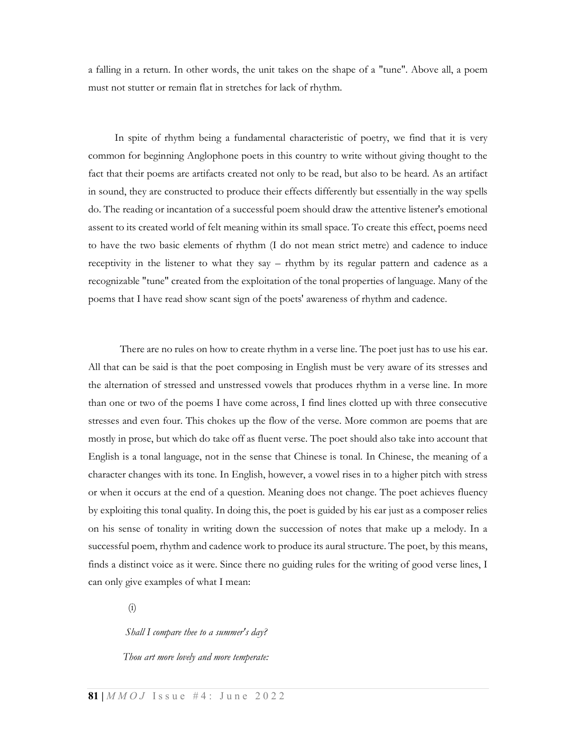a falling in a return. In other words, the unit takes on the shape of a "tune". Above all, a poem must not stutter or remain flat in stretches for lack of rhythm.

In spite of rhythm being a fundamental characteristic of poetry, we find that it is very common for beginning Anglophone poets in this country to write without giving thought to the fact that their poems are artifacts created not only to be read, but also to be heard. As an artifact in sound, they are constructed to produce their effects differently but essentially in the way spells do. The reading or incantation of a successful poem should draw the attentive listener's emotional assent to its created world of felt meaning within its small space. To create this effect, poems need to have the two basic elements of rhythm (I do not mean strict metre) and cadence to induce receptivity in the listener to what they say – rhythm by its regular pattern and cadence as a recognizable "tune" created from the exploitation of the tonal properties of language. Many of the poems that I have read show scant sign of the poets' awareness of rhythm and cadence.

There are no rules on how to create rhythm in a verse line. The poet just has to use his ear. All that can be said is that the poet composing in English must be very aware of its stresses and the alternation of stressed and unstressed vowels that produces rhythm in a verse line. In more than one or two of the poems I have come across, I find lines clotted up with three consecutive stresses and even four. This chokes up the flow of the verse. More common are poems that are mostly in prose, but which do take off as fluent verse. The poet should also take into account that English is a tonal language, not in the sense that Chinese is tonal. In Chinese, the meaning of a character changes with its tone. In English, however, a vowel rises in to a higher pitch with stress or when it occurs at the end of a question. Meaning does not change. The poet achieves fluency by exploiting this tonal quality. In doing this, the poet is guided by his ear just as a composer relies on his sense of tonality in writing down the succession of notes that make up a melody. In a successful poem, rhythm and cadence work to produce its aural structure. The poet, by this means, finds a distinct voice as it were. Since there no guiding rules for the writing of good verse lines, I can only give examples of what I mean:

(i)

*Shall I compare thee to a summer's day?*

*Thou art more lovely and more temperate:*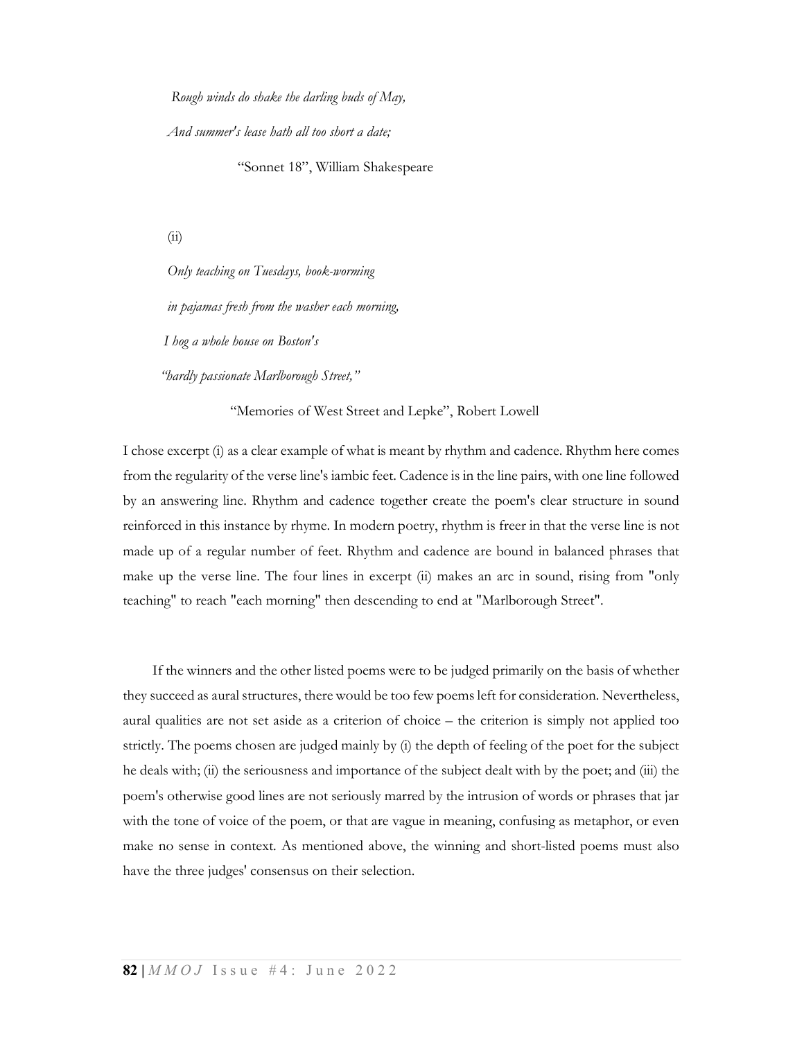*Rough winds do shake the darling buds of May,*

*And summer's lease hath all too short a date;*

"Sonnet 18", William Shakespeare

(ii)

*Only teaching on Tuesdays, book-worming*

*in pajamas fresh from the washer each morning,*

*I hog a whole house on Boston's*

*"hardly passionate Marlborough Street,"*

"Memories of West Street and Lepke", Robert Lowell

I chose excerpt (i) as a clear example of what is meant by rhythm and cadence. Rhythm here comes from the regularity of the verse line's iambic feet. Cadence is in the line pairs, with one line followed by an answering line. Rhythm and cadence together create the poem's clear structure in sound reinforced in this instance by rhyme. In modern poetry, rhythm is freer in that the verse line is not made up of a regular number of feet. Rhythm and cadence are bound in balanced phrases that make up the verse line. The four lines in excerpt (ii) makes an arc in sound, rising from "only teaching" to reach "each morning" then descending to end at "Marlborough Street".

If the winners and the other listed poems were to be judged primarily on the basis of whether they succeed as aural structures, there would be too few poems left for consideration. Nevertheless, aural qualities are not set aside as a criterion of choice – the criterion is simply not applied too strictly. The poems chosen are judged mainly by (i) the depth of feeling of the poet for the subject he deals with; (ii) the seriousness and importance of the subject dealt with by the poet; and (iii) the poem's otherwise good lines are not seriously marred by the intrusion of words or phrases that jar with the tone of voice of the poem, or that are vague in meaning, confusing as metaphor, or even make no sense in context. As mentioned above, the winning and short-listed poems must also have the three judges' consensus on their selection.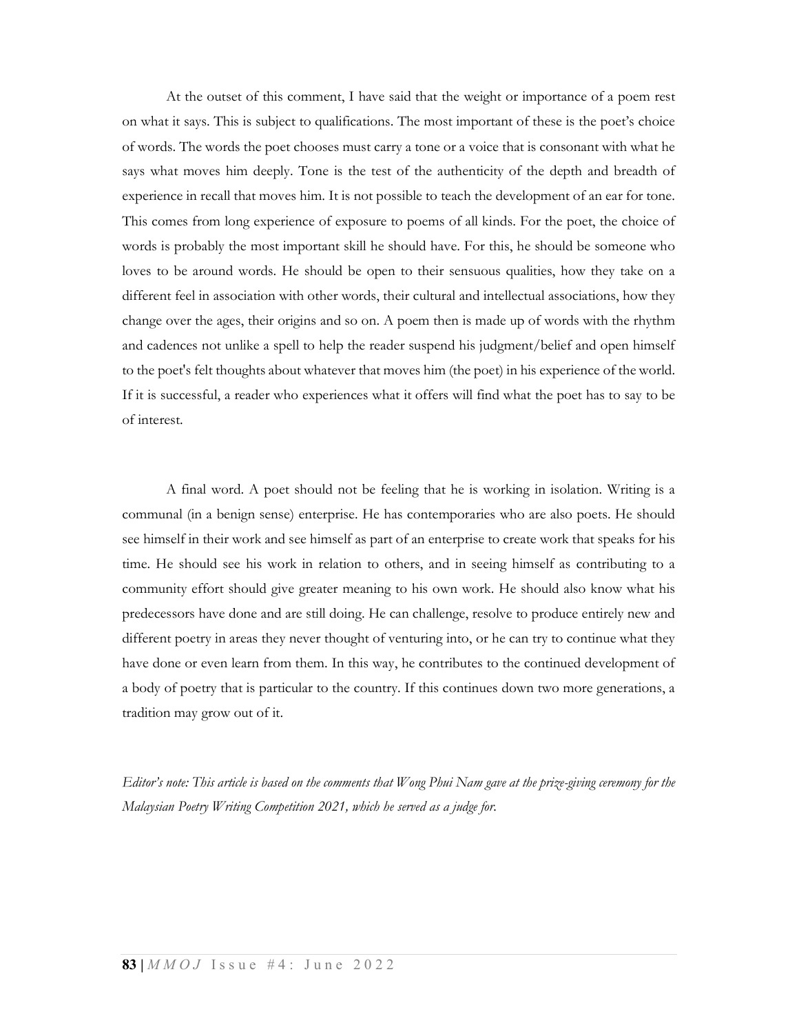At the outset of this comment, I have said that the weight or importance of a poem rest on what it says. This is subject to qualifications. The most important of these is the poet's choice of words. The words the poet chooses must carry a tone or a voice that is consonant with what he says what moves him deeply. Tone is the test of the authenticity of the depth and breadth of experience in recall that moves him. It is not possible to teach the development of an ear for tone. This comes from long experience of exposure to poems of all kinds. For the poet, the choice of words is probably the most important skill he should have. For this, he should be someone who loves to be around words. He should be open to their sensuous qualities, how they take on a different feel in association with other words, their cultural and intellectual associations, how they change over the ages, their origins and so on. A poem then is made up of words with the rhythm and cadences not unlike a spell to help the reader suspend his judgment/belief and open himself to the poet's felt thoughts about whatever that moves him (the poet) in his experience of the world. If it is successful, a reader who experiences what it offers will find what the poet has to say to be of interest.

A final word. A poet should not be feeling that he is working in isolation. Writing is a communal (in a benign sense) enterprise. He has contemporaries who are also poets. He should see himself in their work and see himself as part of an enterprise to create work that speaks for his time. He should see his work in relation to others, and in seeing himself as contributing to a community effort should give greater meaning to his own work. He should also know what his predecessors have done and are still doing. He can challenge, resolve to produce entirely new and different poetry in areas they never thought of venturing into, or he can try to continue what they have done or even learn from them. In this way, he contributes to the continued development of a body of poetry that is particular to the country. If this continues down two more generations, a tradition may grow out of it.

*Editor's note: This article is based on the comments that Wong Phui Nam gave at the prize-giving ceremony for the Malaysian Poetry Writing Competition 2021, which he served as a judge for.*